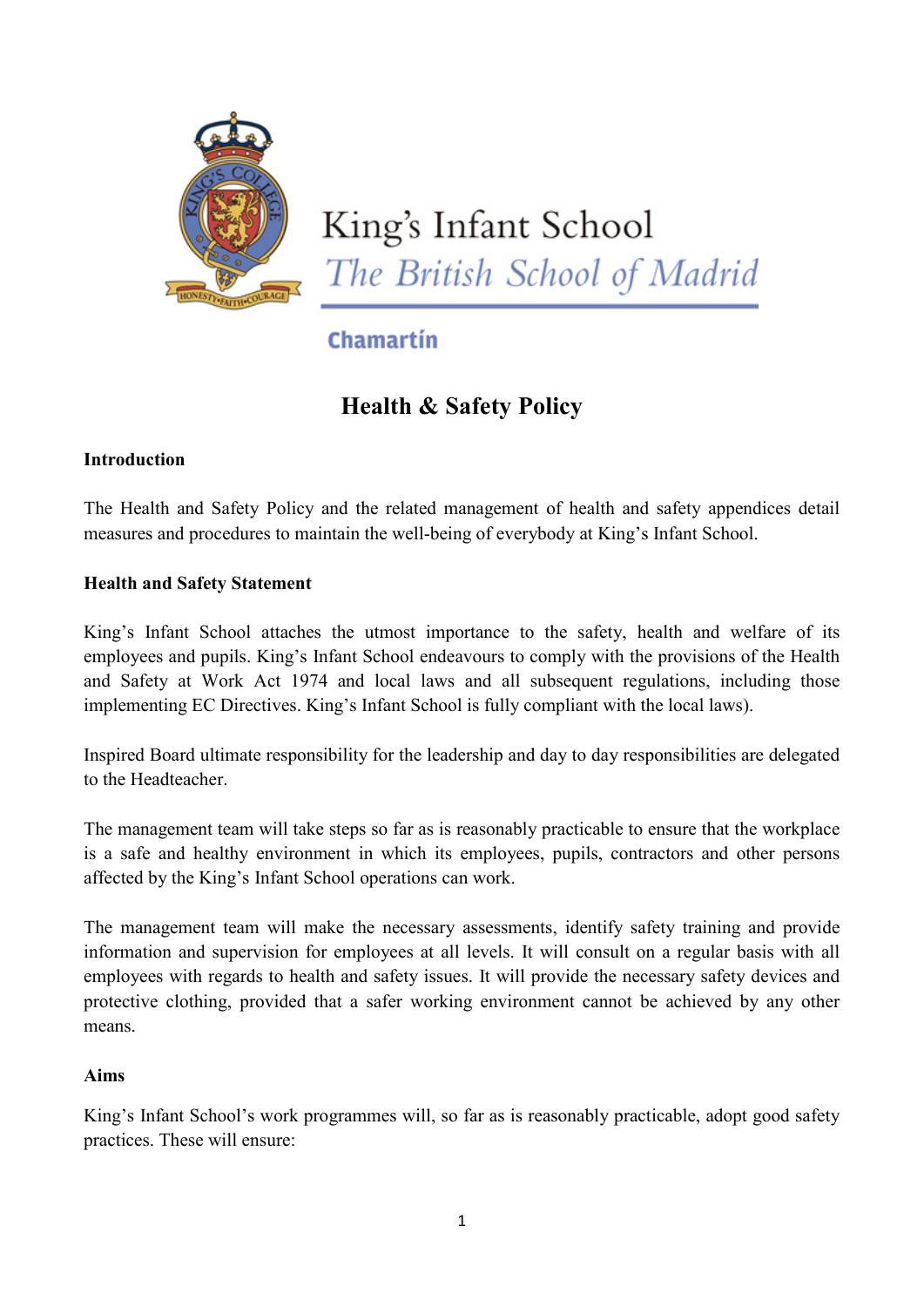King's Infant School

*The British School of Madrid*

**Chamartín**

# Health & Safety Policy

**Introduction**

The Health and Safety Policy and the related management of health and safety appendices detail measures and procedures to maintain the well-being of everybody at King's Infant School.

**Health and Safety Statement**

King's Infant School attaches the utmost importance to the safety, health and welfare of its employees and pupils. King's Infant School endeavours to comply with the provisions of the Health and Safety at Work Act 1974 and local laws and all subsequent regulations, including those implementing EC Directives. King's Infant School is fully compliant with the local laws).

Inspired Board ultimate responsibility for the leadership and day to day responsibilities are delegated to the Headteacher.

The management team will take steps so far as is reasonably practicable to ensure that the workplace is a safe and healthy environment in which its employees, pupils, contractors and other persons affected by the King's Infant School operations can work.

The management team will make the necessary assessments, identify safety training and provide information and supervision for employees at all levels. It will consult on a regular basis with all employees with regards to health and safety issues. It will provide the necessary safety devices and protective clothing, provided that a safer working environment cannot be achieved by any other means.

**Aims**

King's Infant School's work programmes will, so far as is reasonably practicable, adopt good safety practices. These will ensure: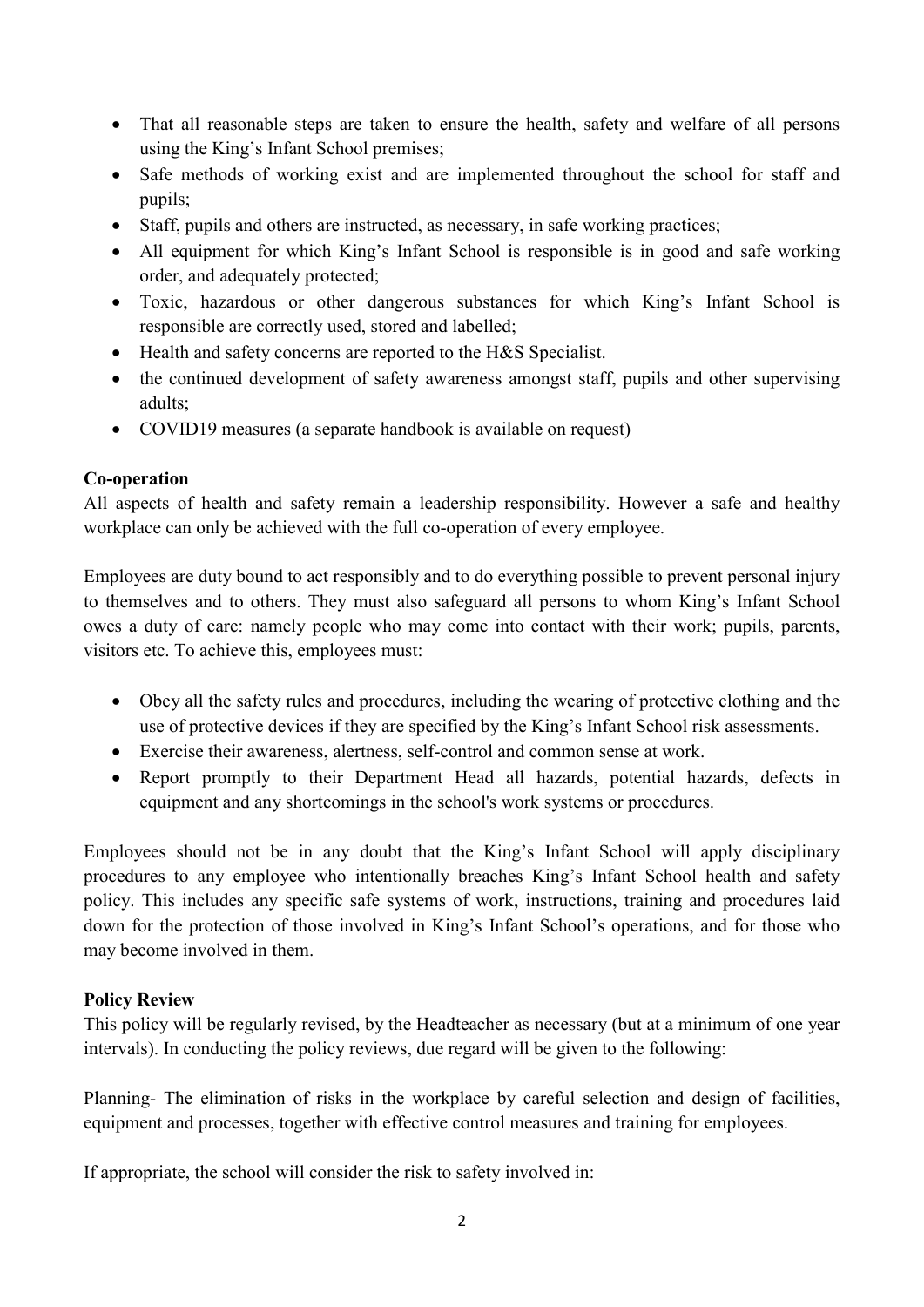- That all reasonable steps are taken to ensure the health, safety and welfare of all persons using the King's Infant School premises;
- Safe methods of working exist and are implemented throughout the school for staff and pupils;
- Staff, pupils and others are instructed, as necessary, in safe working practices;
- All equipment for which King's Infant School is responsible is in good and safe working order, and adequately protected;
- Toxic, hazardous or other dangerous substances for which King's Infant School is responsible are correctly used, stored and labelled;
- Health and safety concerns are reported to the H&S Specialist.
- the continued development of safety awareness amongst staff, pupils and other supervising adults;
- COVID19 measures (a separate handbook is available on request)

**Co-operation**

All aspects of health and safety remain a leadership responsibility. However a safe and healthy workplace can only be achieved with the full co-operation of every employee.

Employees are duty bound to act responsibly and to do everything possible to prevent personal injury to themselves and to others. They must also safeguard all persons to whom King's Infant School owes a duty of care: namely people who may come into contact with their work; pupils, parents, visitors etc. To achieve this, employees must:

- Obey all the safety rules and procedures, including the wearing of protective clothing and the use of protective devices if they are specified by the King's Infant School risk assessments.
- Exercise their awareness, alertness, self-control and common sense at work.
- Report promptly to their Department Head all hazards, potential hazards, defects in equipment and any shortcomings in the school's work systems or procedures.

Employees should not be in any doubt that the King's Infant School will apply disciplinary procedures to any employee who intentionally breaches King's Infant School health and safety policy. This includes any specific safe systems of work, instructions, training and procedures laid down for the protection of those involved in King's Infant School's operations, and for those who may become involved in them.

**Policy Review**

This policy will be regularly revised, by the Headteacher as necessary (but at a minimum of one year intervals). In conducting the policy reviews, due regard will be given to the following:

Planning- The elimination of risks in the workplace by careful selection and design of facilities, equipment and processes, together with effective control measures and training for employees.

If appropriate, the school will consider the risk to safety involved in: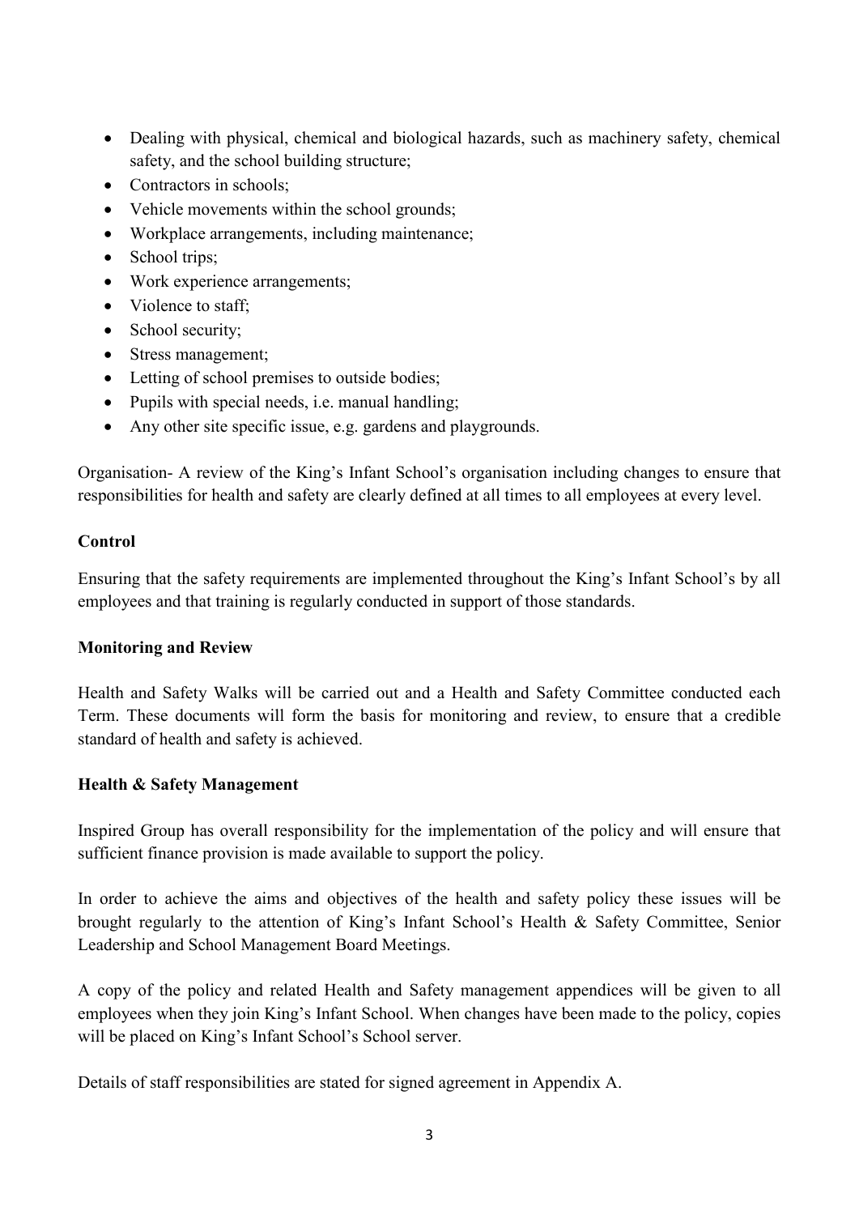- Dealing with physical, chemical and biological hazards, such as machinery safety, chemical safety, and the school building structure;
- Contractors in schools;
- Vehicle movements within the school grounds;
- Workplace arrangements, including maintenance;
- School trips;
- Work experience arrangements;
- Violence to staff;
- School security;
- Stress management;
- Letting of school premises to outside bodies;
- Pupils with special needs, i.e. manual handling;
- Any other site specific issue, e.g. gardens and playgrounds.

Organisation- A review of the King's Infant School's organisation including changes to ensure that responsibilities for health and safety are clearly defined at all times to all employees at every level.

**Control**

Ensuring that the safety requirements are implemented throughout the King's Infant School's by all employees and that training is regularly conducted in support of those standards.

**Monitoring and Review**

Health and Safety Walks will be carried out and a Health and Safety Committee conducted each Term. These documents will form the basis for monitoring and review, to ensure that a credible standard of health and safety is achieved.

**Health & Safety Management**

Inspired Group has overall responsibility for the implementation of the policy and will ensure that sufficient finance provision is made available to support the policy.

In order to achieve the aims and objectives of the health and safety policy these issues will be brought regularly to the attention of King's Infant School's Health & Safety Committee, Senior Leadership and School Management Board Meetings.

A copy of the policy and related Health and Safety management appendices will be given to all employees when they join King's Infant School. When changes have been made to the policy, copies will be placed on King's Infant School's School server.

Details of staff responsibilities are stated for signed agreement in Appendix A.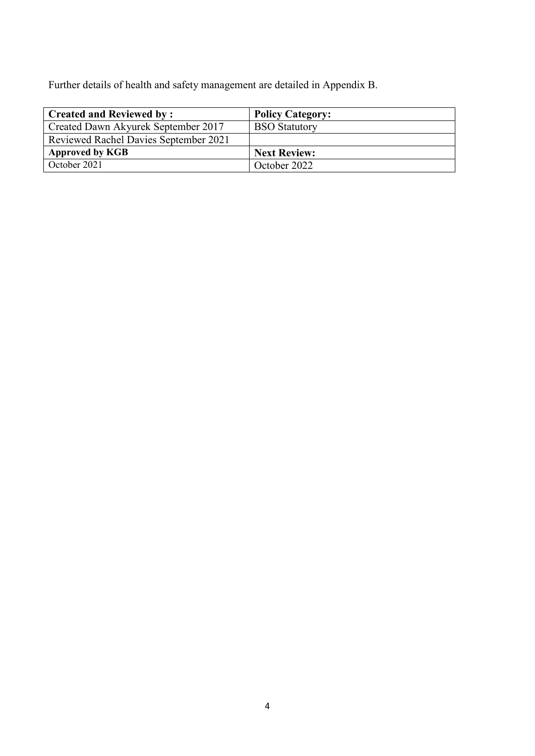Further details of health and safety management are detailed in Appendix B.

| **Created and Reviewed by :** | **Policy Category:** |
|---|---|
| Created Dawn Akyurek September 2017 | BSO Statutory |
| Reviewed Rachel Davies September 2021 | |
| **Approved by KGB** | **Next Review:** |
| October 2021 | October 2022 |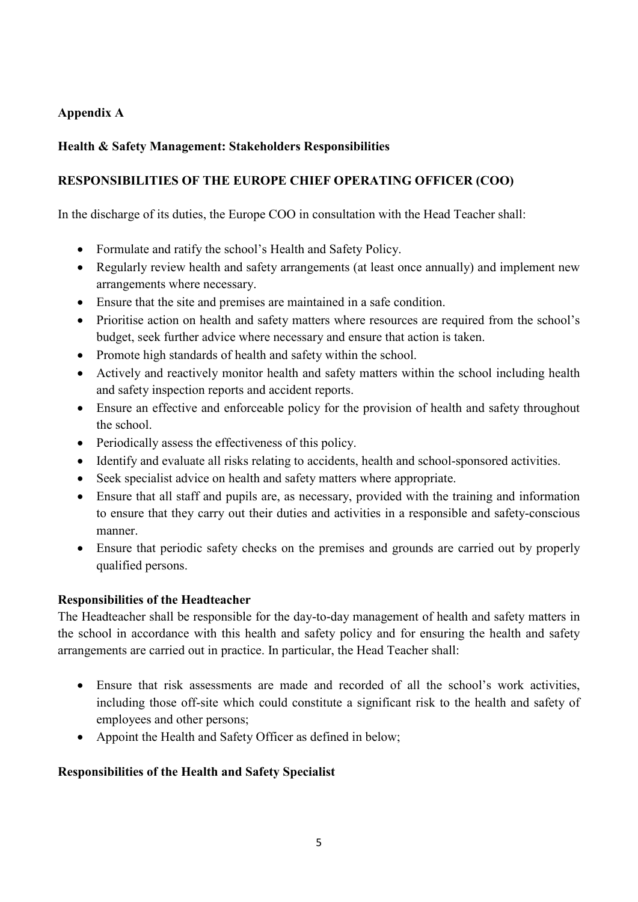**Appendix A**

**Health & Safety Management: Stakeholders Responsibilities**

**RESPONSIBILITIES OF THE EUROPE CHIEF OPERATING OFFICER (COO)**

In the discharge of its duties, the Europe COO in consultation with the Head Teacher shall:

- Formulate and ratify the school's Health and Safety Policy.
- Regularly review health and safety arrangements (at least once annually) and implement new arrangements where necessary.
- Ensure that the site and premises are maintained in a safe condition.
- Prioritise action on health and safety matters where resources are required from the school's budget, seek further advice where necessary and ensure that action is taken.
- Promote high standards of health and safety within the school.
- Actively and reactively monitor health and safety matters within the school including health and safety inspection reports and accident reports.
- Ensure an effective and enforceable policy for the provision of health and safety throughout the school.
- Periodically assess the effectiveness of this policy.
- Identify and evaluate all risks relating to accidents, health and school-sponsored activities.
- Seek specialist advice on health and safety matters where appropriate.
- Ensure that all staff and pupils are, as necessary, provided with the training and information to ensure that they carry out their duties and activities in a responsible and safety-conscious manner.
- Ensure that periodic safety checks on the premises and grounds are carried out by properly qualified persons.

**Responsibilities of the Headteacher**

The Headteacher shall be responsible for the day-to-day management of health and safety matters in the school in accordance with this health and safety policy and for ensuring the health and safety arrangements are carried out in practice. In particular, the Head Teacher shall:

- Ensure that risk assessments are made and recorded of all the school's work activities, including those off-site which could constitute a significant risk to the health and safety of employees and other persons;
- Appoint the Health and Safety Officer as defined in below;

**Responsibilities of the Health and Safety Specialist**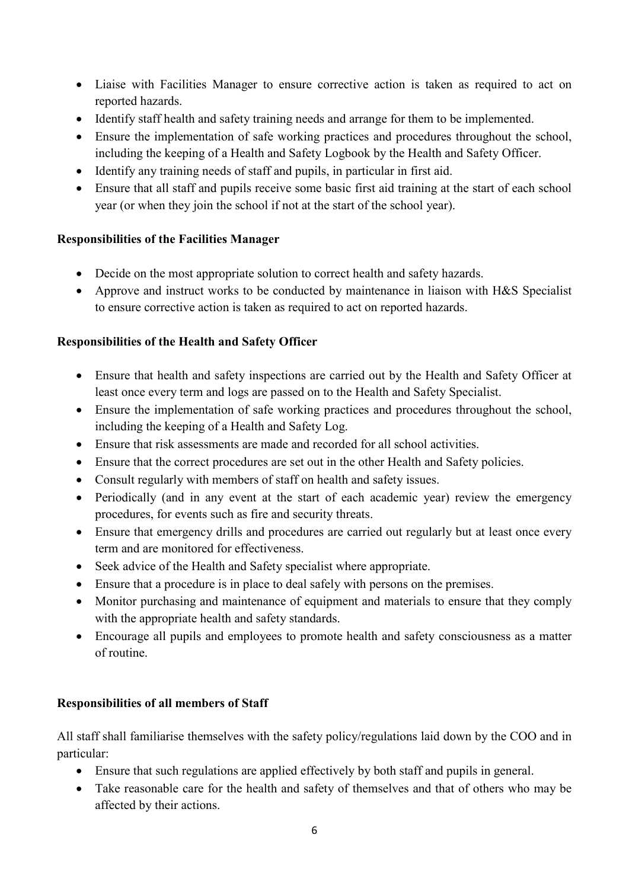- Liaise with Facilities Manager to ensure corrective action is taken as required to act on reported hazards.
- Identify staff health and safety training needs and arrange for them to be implemented.
- Ensure the implementation of safe working practices and procedures throughout the school, including the keeping of a Health and Safety Logbook by the Health and Safety Officer.
- Identify any training needs of staff and pupils, in particular in first aid.
- Ensure that all staff and pupils receive some basic first aid training at the start of each school year (or when they join the school if not at the start of the school year).

**Responsibilities of the Facilities Manager**

- Decide on the most appropriate solution to correct health and safety hazards.
- Approve and instruct works to be conducted by maintenance in liaison with H&S Specialist to ensure corrective action is taken as required to act on reported hazards.

**Responsibilities of the Health and Safety Officer**

- Ensure that health and safety inspections are carried out by the Health and Safety Officer at least once every term and logs are passed on to the Health and Safety Specialist.
- Ensure the implementation of safe working practices and procedures throughout the school, including the keeping of a Health and Safety Log.
- Ensure that risk assessments are made and recorded for all school activities.
- Ensure that the correct procedures are set out in the other Health and Safety policies.
- Consult regularly with members of staff on health and safety issues.
- Periodically (and in any event at the start of each academic year) review the emergency procedures, for events such as fire and security threats.
- Ensure that emergency drills and procedures are carried out regularly but at least once every term and are monitored for effectiveness.
- Seek advice of the Health and Safety specialist where appropriate.
- Ensure that a procedure is in place to deal safely with persons on the premises.
- Monitor purchasing and maintenance of equipment and materials to ensure that they comply with the appropriate health and safety standards.
- Encourage all pupils and employees to promote health and safety consciousness as a matter of routine.

**Responsibilities of all members of Staff**

All staff shall familiarise themselves with the safety policy/regulations laid down by the COO and in particular:

- Ensure that such regulations are applied effectively by both staff and pupils in general.
- Take reasonable care for the health and safety of themselves and that of others who may be affected by their actions.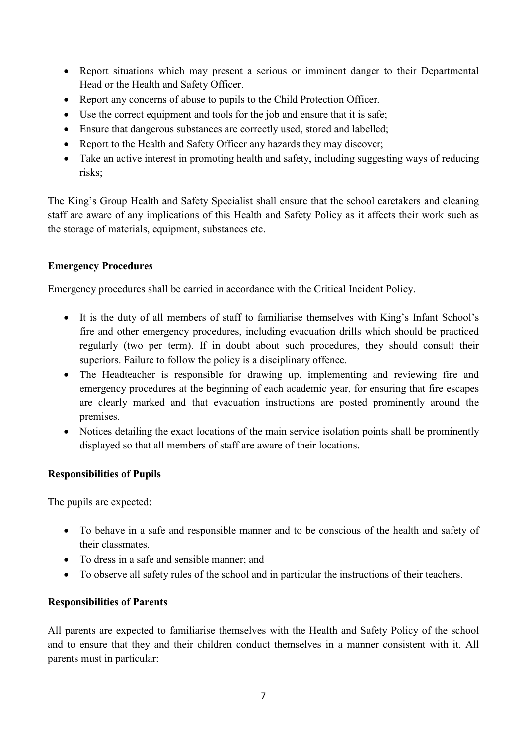- Report situations which may present a serious or imminent danger to their Departmental Head or the Health and Safety Officer.
- Report any concerns of abuse to pupils to the Child Protection Officer.
- Use the correct equipment and tools for the job and ensure that it is safe;
- Ensure that dangerous substances are correctly used, stored and labelled;
- Report to the Health and Safety Officer any hazards they may discover;
- Take an active interest in promoting health and safety, including suggesting ways of reducing risks;

The King's Group Health and Safety Specialist shall ensure that the school caretakers and cleaning staff are aware of any implications of this Health and Safety Policy as it affects their work such as the storage of materials, equipment, substances etc.

**Emergency Procedures**

Emergency procedures shall be carried in accordance with the Critical Incident Policy.

- It is the duty of all members of staff to familiarise themselves with King's Infant School's fire and other emergency procedures, including evacuation drills which should be practiced regularly (two per term). If in doubt about such procedures, they should consult their superiors. Failure to follow the policy is a disciplinary offence.
- The Headteacher is responsible for drawing up, implementing and reviewing fire and emergency procedures at the beginning of each academic year, for ensuring that fire escapes are clearly marked and that evacuation instructions are posted prominently around the premises.
- Notices detailing the exact locations of the main service isolation points shall be prominently displayed so that all members of staff are aware of their locations.

**Responsibilities of Pupils**

The pupils are expected:

- To behave in a safe and responsible manner and to be conscious of the health and safety of their classmates.
- To dress in a safe and sensible manner; and
- To observe all safety rules of the school and in particular the instructions of their teachers.

**Responsibilities of Parents**

All parents are expected to familiarise themselves with the Health and Safety Policy of the school and to ensure that they and their children conduct themselves in a manner consistent with it. All parents must in particular: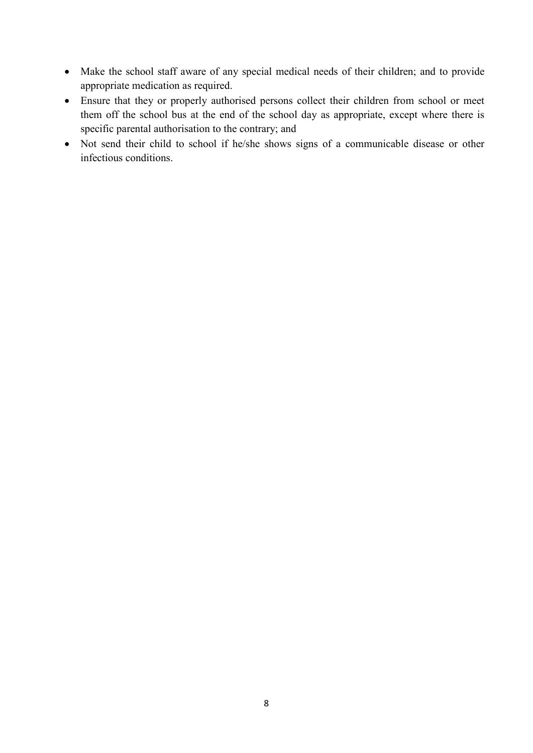- Make the school staff aware of any special medical needs of their children; and to provide appropriate medication as required.
- Ensure that they or properly authorised persons collect their children from school or meet them off the school bus at the end of the school day as appropriate, except where there is specific parental authorisation to the contrary; and
- Not send their child to school if he/she shows signs of a communicable disease or other infectious conditions.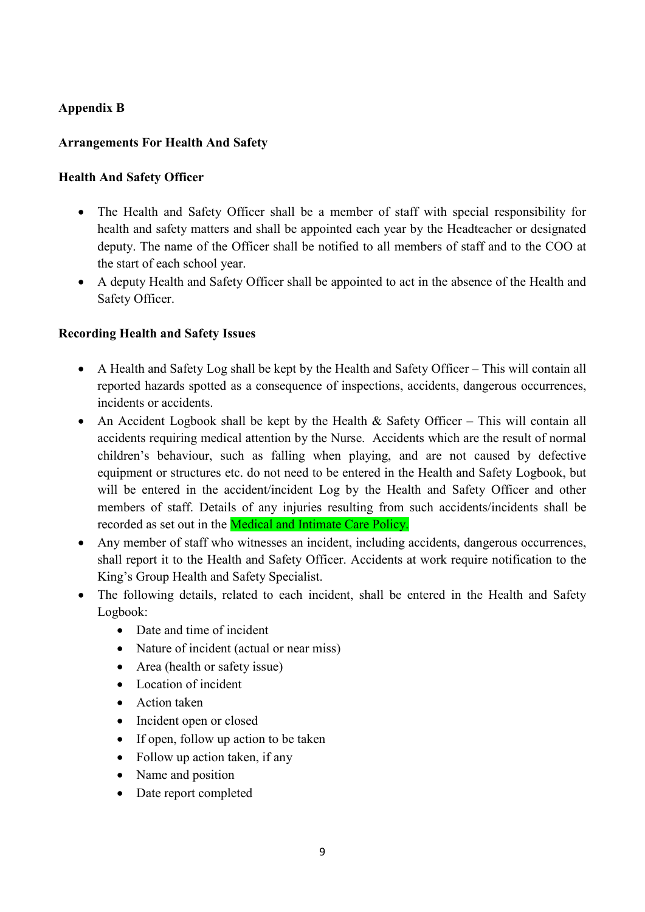**Appendix B**

**Arrangements For Health And Safety**

**Health And Safety Officer**

- The Health and Safety Officer shall be a member of staff with special responsibility for health and safety matters and shall be appointed each year by the Headteacher or designated deputy. The name of the Officer shall be notified to all members of staff and to the COO at the start of each school year.
- A deputy Health and Safety Officer shall be appointed to act in the absence of the Health and Safety Officer.

**Recording Health and Safety Issues**

- A Health and Safety Log shall be kept by the Health and Safety Officer – This will contain all reported hazards spotted as a consequence of inspections, accidents, dangerous occurrences, incidents or accidents.
- An Accident Logbook shall be kept by the Health & Safety Officer – This will contain all accidents requiring medical attention by the Nurse. Accidents which are the result of normal children's behaviour, such as falling when playing, and are not caused by defective equipment or structures etc. do not need to be entered in the Health and Safety Logbook, but will be entered in the accident/incident Log by the Health and Safety Officer and other members of staff. Details of any injuries resulting from such accidents/incidents shall be recorded as set out in the Medical and Intimate Care Policy.
- Any member of staff who witnesses an incident, including accidents, dangerous occurrences, shall report it to the Health and Safety Officer. Accidents at work require notification to the King's Group Health and Safety Specialist.
- The following details, related to each incident, shall be entered in the Health and Safety Logbook:
  - Date and time of incident
  - Nature of incident (actual or near miss)
  - Area (health or safety issue)
  - Location of incident
  - Action taken
  - Incident open or closed
  - If open, follow up action to be taken
  - Follow up action taken, if any
  - Name and position
  - Date report completed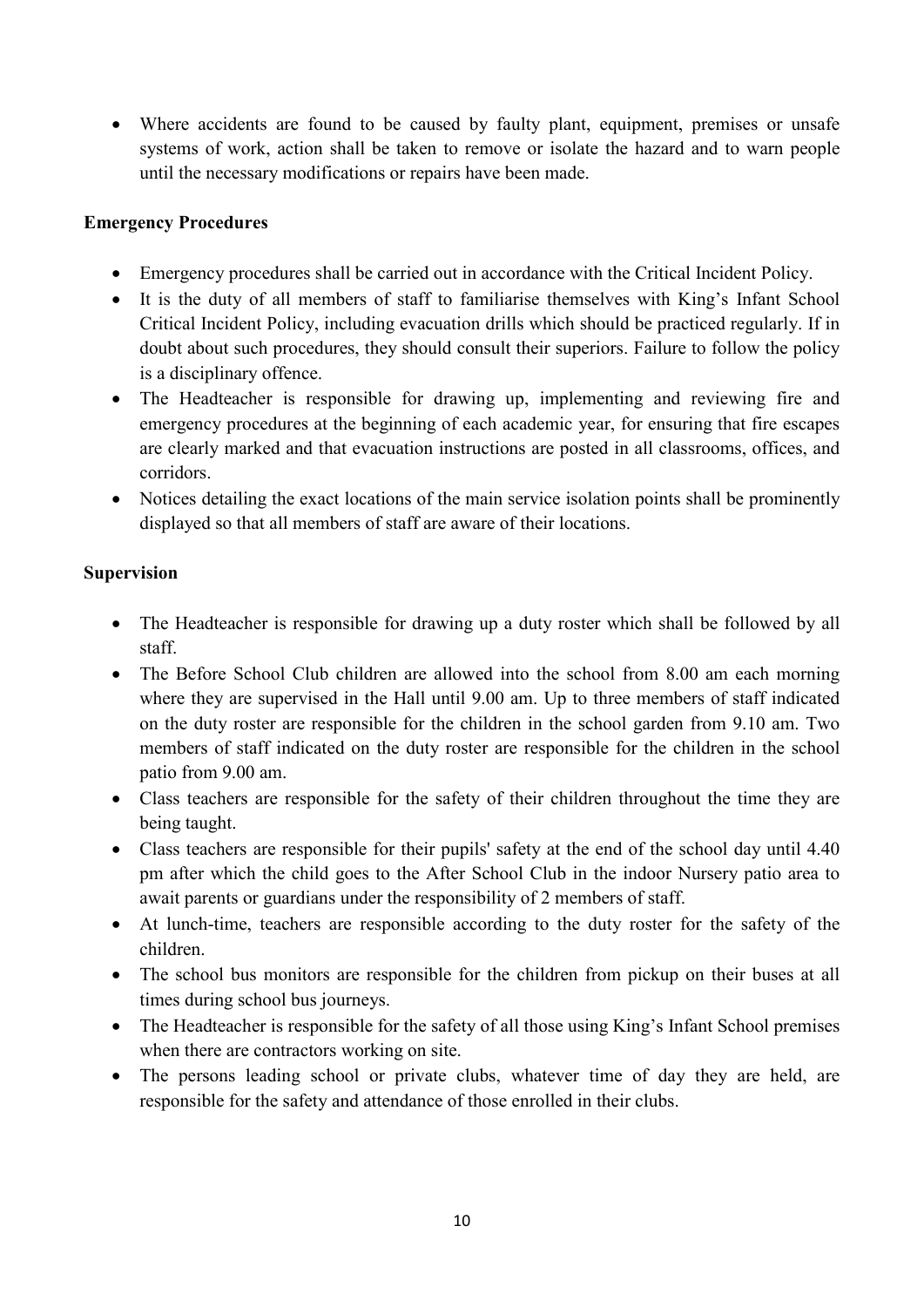- Where accidents are found to be caused by faulty plant, equipment, premises or unsafe systems of work, action shall be taken to remove or isolate the hazard and to warn people until the necessary modifications or repairs have been made.

**Emergency Procedures**

- Emergency procedures shall be carried out in accordance with the Critical Incident Policy.
- It is the duty of all members of staff to familiarise themselves with King's Infant School Critical Incident Policy, including evacuation drills which should be practiced regularly. If in doubt about such procedures, they should consult their superiors. Failure to follow the policy is a disciplinary offence.
- The Headteacher is responsible for drawing up, implementing and reviewing fire and emergency procedures at the beginning of each academic year, for ensuring that fire escapes are clearly marked and that evacuation instructions are posted in all classrooms, offices, and corridors.
- Notices detailing the exact locations of the main service isolation points shall be prominently displayed so that all members of staff are aware of their locations.

**Supervision**

- The Headteacher is responsible for drawing up a duty roster which shall be followed by all staff.
- The Before School Club children are allowed into the school from 8.00 am each morning where they are supervised in the Hall until 9.00 am. Up to three members of staff indicated on the duty roster are responsible for the children in the school garden from 9.10 am. Two members of staff indicated on the duty roster are responsible for the children in the school patio from 9.00 am.
- Class teachers are responsible for the safety of their children throughout the time they are being taught.
- Class teachers are responsible for their pupils' safety at the end of the school day until 4.40 pm after which the child goes to the After School Club in the indoor Nursery patio area to await parents or guardians under the responsibility of 2 members of staff.
- At lunch-time, teachers are responsible according to the duty roster for the safety of the children.
- The school bus monitors are responsible for the children from pickup on their buses at all times during school bus journeys.
- The Headteacher is responsible for the safety of all those using King's Infant School premises when there are contractors working on site.
- The persons leading school or private clubs, whatever time of day they are held, are responsible for the safety and attendance of those enrolled in their clubs.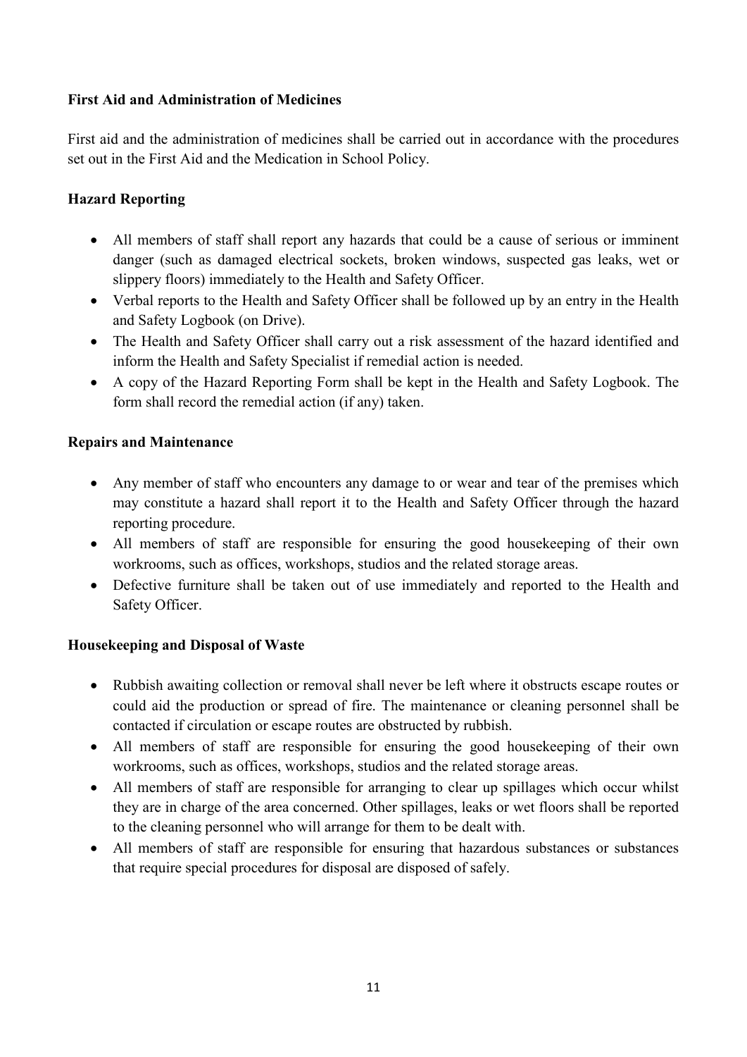**First Aid and Administration of Medicines**

First aid and the administration of medicines shall be carried out in accordance with the procedures set out in the First Aid and the Medication in School Policy.

**Hazard Reporting**

- All members of staff shall report any hazards that could be a cause of serious or imminent danger (such as damaged electrical sockets, broken windows, suspected gas leaks, wet or slippery floors) immediately to the Health and Safety Officer.
- Verbal reports to the Health and Safety Officer shall be followed up by an entry in the Health and Safety Logbook (on Drive).
- The Health and Safety Officer shall carry out a risk assessment of the hazard identified and inform the Health and Safety Specialist if remedial action is needed.
- A copy of the Hazard Reporting Form shall be kept in the Health and Safety Logbook. The form shall record the remedial action (if any) taken.

**Repairs and Maintenance**

- Any member of staff who encounters any damage to or wear and tear of the premises which may constitute a hazard shall report it to the Health and Safety Officer through the hazard reporting procedure.
- All members of staff are responsible for ensuring the good housekeeping of their own workrooms, such as offices, workshops, studios and the related storage areas.
- Defective furniture shall be taken out of use immediately and reported to the Health and Safety Officer.

**Housekeeping and Disposal of Waste**

- Rubbish awaiting collection or removal shall never be left where it obstructs escape routes or could aid the production or spread of fire. The maintenance or cleaning personnel shall be contacted if circulation or escape routes are obstructed by rubbish.
- All members of staff are responsible for ensuring the good housekeeping of their own workrooms, such as offices, workshops, studios and the related storage areas.
- All members of staff are responsible for arranging to clear up spillages which occur whilst they are in charge of the area concerned. Other spillages, leaks or wet floors shall be reported to the cleaning personnel who will arrange for them to be dealt with.
- All members of staff are responsible for ensuring that hazardous substances or substances that require special procedures for disposal are disposed of safely.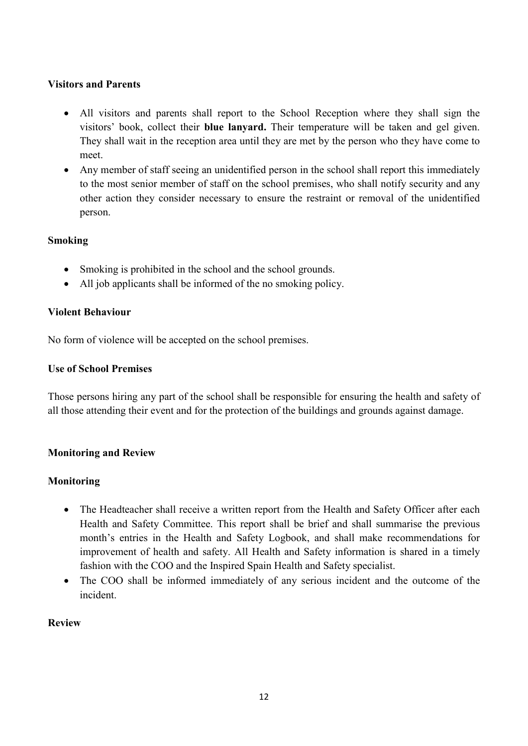**Visitors and Parents**

- All visitors and parents shall report to the School Reception where they shall sign the visitors' book, collect their **blue lanyard.** Their temperature will be taken and gel given. They shall wait in the reception area until they are met by the person who they have come to meet.
- Any member of staff seeing an unidentified person in the school shall report this immediately to the most senior member of staff on the school premises, who shall notify security and any other action they consider necessary to ensure the restraint or removal of the unidentified person.

**Smoking**

- Smoking is prohibited in the school and the school grounds.
- All job applicants shall be informed of the no smoking policy.

**Violent Behaviour**

No form of violence will be accepted on the school premises.

**Use of School Premises**

Those persons hiring any part of the school shall be responsible for ensuring the health and safety of all those attending their event and for the protection of the buildings and grounds against damage.

**Monitoring and Review**

**Monitoring**

- The Headteacher shall receive a written report from the Health and Safety Officer after each Health and Safety Committee. This report shall be brief and shall summarise the previous month's entries in the Health and Safety Logbook, and shall make recommendations for improvement of health and safety. All Health and Safety information is shared in a timely fashion with the COO and the Inspired Spain Health and Safety specialist.
- The COO shall be informed immediately of any serious incident and the outcome of the incident.

**Review**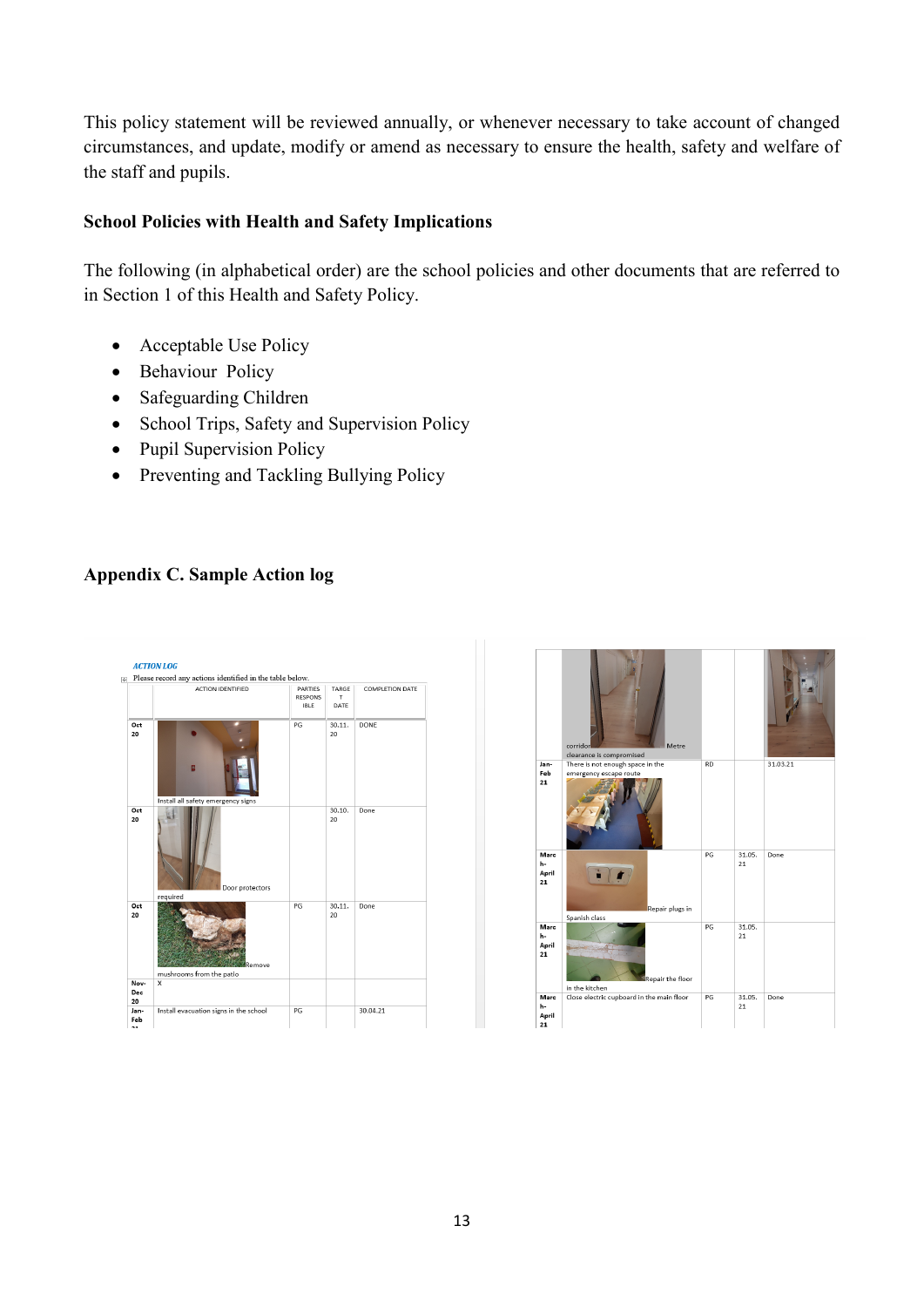This policy statement will be reviewed annually, or whenever necessary to take account of changed circumstances, and update, modify or amend as necessary to ensure the health, safety and welfare of the staff and pupils.

**School Policies with Health and Safety Implications**

The following (in alphabetical order) are the school policies and other documents that are referred to in Section 1 of this Health and Safety Policy.

- Acceptable Use Policy
- Behaviour Policy
- Safeguarding Children
- School Trips, Safety and Supervision Policy
- Pupil Supervision Policy
- Preventing and Tackling Bullying Policy

## Appendix C. Sample Action log

*ACTION LOG*

Please record any actions identified in the table below.

| | ACTION IDENTIFIED | PARTIES RESPONSIBLE | TARGET DATE | COMPLETION DATE |
|---|---|---|---|---|
| Oct 20 | Install all safety emergency signs | PG | 30.11.20 | DONE |
| Oct 20 | Door protectors required | | 30.10.20 | Done |
| Oct 20 | Remove mushrooms from the patio | PG | 30.11.20 | Done |
| Nov-Dec 20 | X | | | |
| Jan-Feb 21 | Install evacuation signs in the school | PG | | 30.04.21 |
| | corridor Metre clearance is compromised | | | |
| Jan-Feb 21 | There is not enough space in the emergency escape route | RD | | 31.03.21 |
| March-April 21 | Repair plugs in Spanish class | PG | 31.05.21 | Done |
| March-April 21 | Repair the floor in the kitchen | PG | 31.05.21 | |
| March-April 21 | Close electric cupboard in the main floor | PG | 31.05.21 | Done |